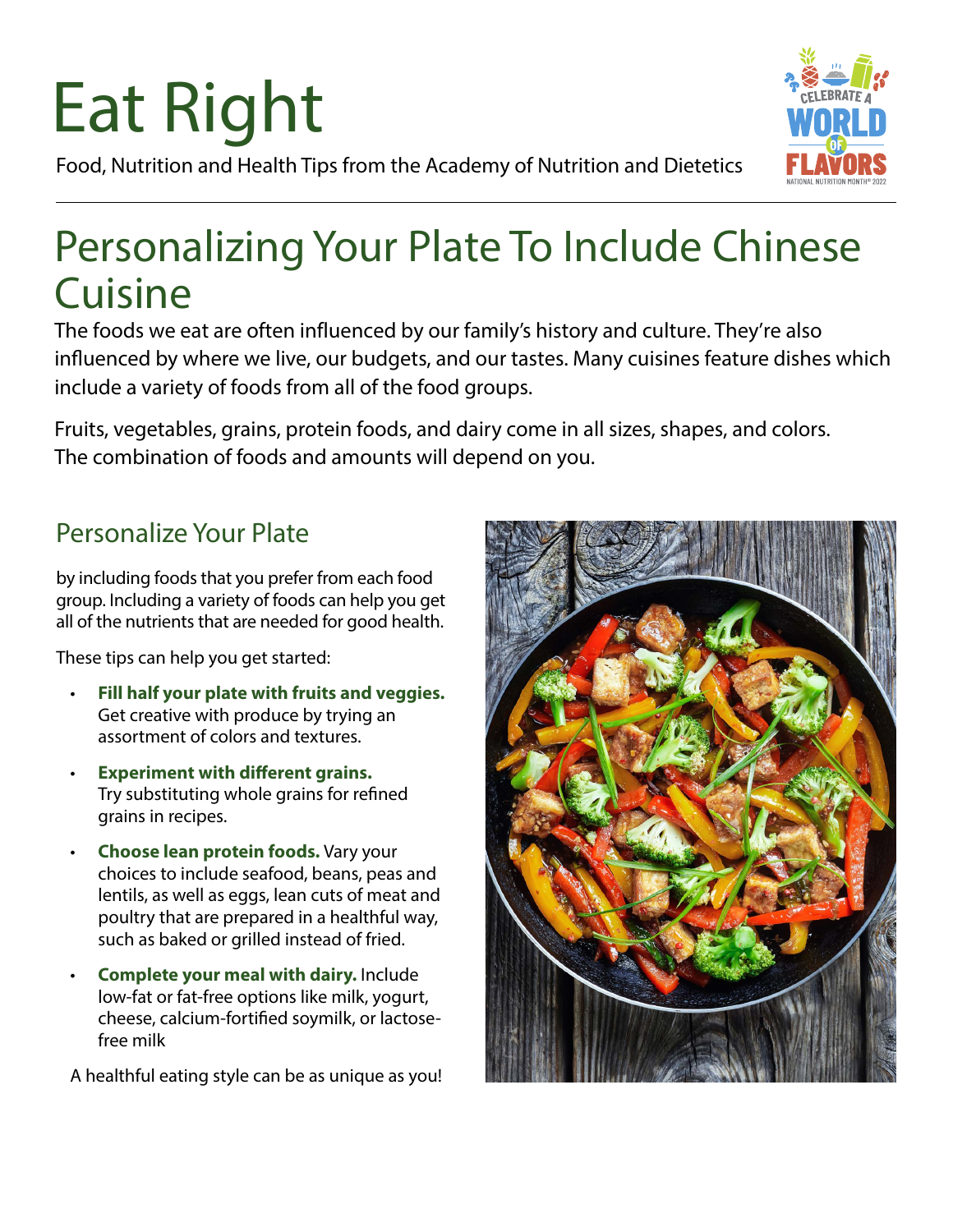# Eat Right

Food, Nutrition and Health Tips from the Academy of Nutrition and Dietetics

CELEBRATE A WORLD OF FLAVORS
NATIONAL NUTRITION MONTH® 2022

## Personalizing Your Plate To Include Chinese Cuisine

The foods we eat are often influenced by our family's history and culture. They're also influenced by where we live, our budgets, and our tastes. Many cuisines feature dishes which include a variety of foods from all of the food groups.

Fruits, vegetables, grains, protein foods, and dairy come in all sizes, shapes, and colors. The combination of foods and amounts will depend on you.

### Personalize Your Plate

by including foods that you prefer from each food group. Including a variety of foods can help you get all of the nutrients that are needed for good health.

These tips can help you get started:

- **Fill half your plate with fruits and veggies.** Get creative with produce by trying an assortment of colors and textures.
- **Experiment with different grains.** Try substituting whole grains for refined grains in recipes.
- **Choose lean protein foods.** Vary your choices to include seafood, beans, peas and lentils, as well as eggs, lean cuts of meat and poultry that are prepared in a healthful way, such as baked or grilled instead of fried.
- **Complete your meal with dairy.** Include low-fat or fat-free options like milk, yogurt, cheese, calcium-fortified soymilk, or lactose-free milk

A healthful eating style can be as unique as you!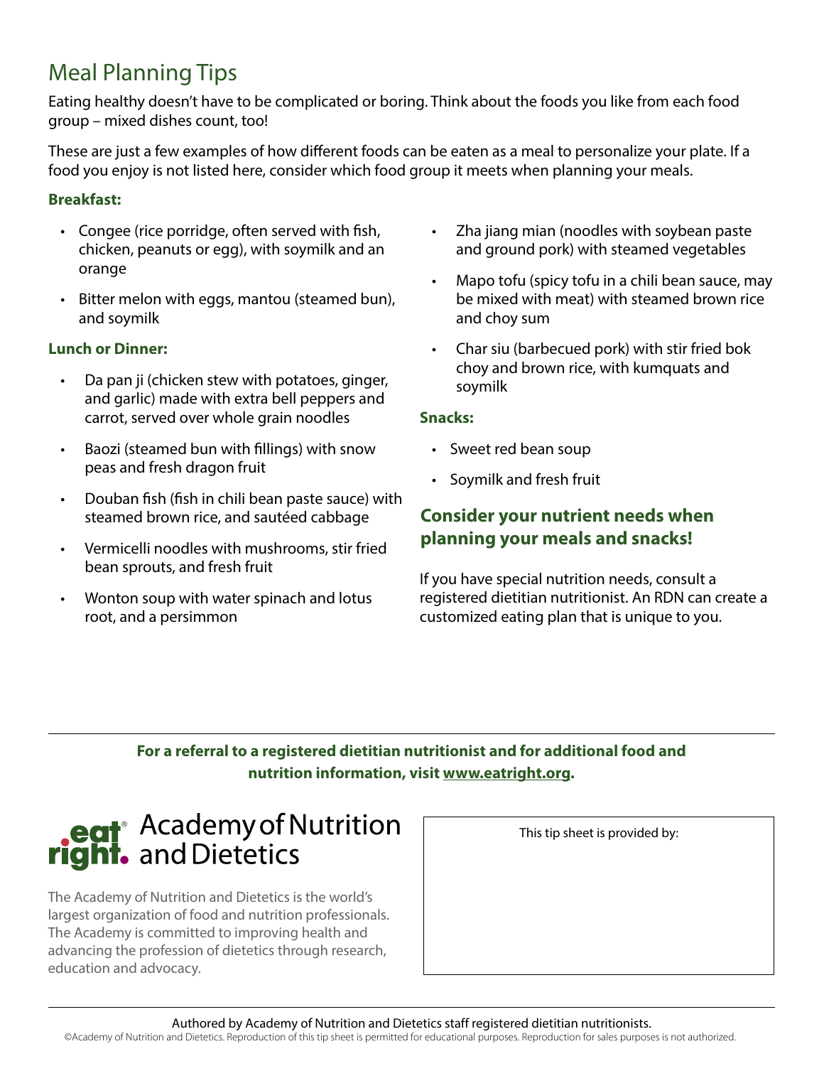## Meal Planning Tips

Eating healthy doesn't have to be complicated or boring. Think about the foods you like from each food group – mixed dishes count, too!

These are just a few examples of how different foods can be eaten as a meal to personalize your plate. If a food you enjoy is not listed here, consider which food group it meets when planning your meals.

**Breakfast:**

- Congee (rice porridge, often served with fish, chicken, peanuts or egg), with soymilk and an orange
- Bitter melon with eggs, mantou (steamed bun), and soymilk

**Lunch or Dinner:**

- Da pan ji (chicken stew with potatoes, ginger, and garlic) made with extra bell peppers and carrot, served over whole grain noodles
- Baozi (steamed bun with fillings) with snow peas and fresh dragon fruit
- Douban fish (fish in chili bean paste sauce) with steamed brown rice, and sautéed cabbage
- Vermicelli noodles with mushrooms, stir fried bean sprouts, and fresh fruit
- Wonton soup with water spinach and lotus root, and a persimmon
- Zha jiang mian (noodles with soybean paste and ground pork) with steamed vegetables
- Mapo tofu (spicy tofu in a chili bean sauce, may be mixed with meat) with steamed brown rice and choy sum
- Char siu (barbecued pork) with stir fried bok choy and brown rice, with kumquats and soymilk

**Snacks:**

- Sweet red bean soup
- Soymilk and fresh fruit

### Consider your nutrient needs when planning your meals and snacks!

If you have special nutrition needs, consult a registered dietitian nutritionist. An RDN can create a customized eating plan that is unique to you.

**For a referral to a registered dietitian nutritionist and for additional food and nutrition information, visit www.eatright.org.**

eat right. Academy of Nutrition and Dietetics

The Academy of Nutrition and Dietetics is the world's largest organization of food and nutrition professionals. The Academy is committed to improving health and advancing the profession of dietetics through research, education and advocacy.

This tip sheet is provided by:

Authored by Academy of Nutrition and Dietetics staff registered dietitian nutritionists.

©Academy of Nutrition and Dietetics. Reproduction of this tip sheet is permitted for educational purposes. Reproduction for sales purposes is not authorized.